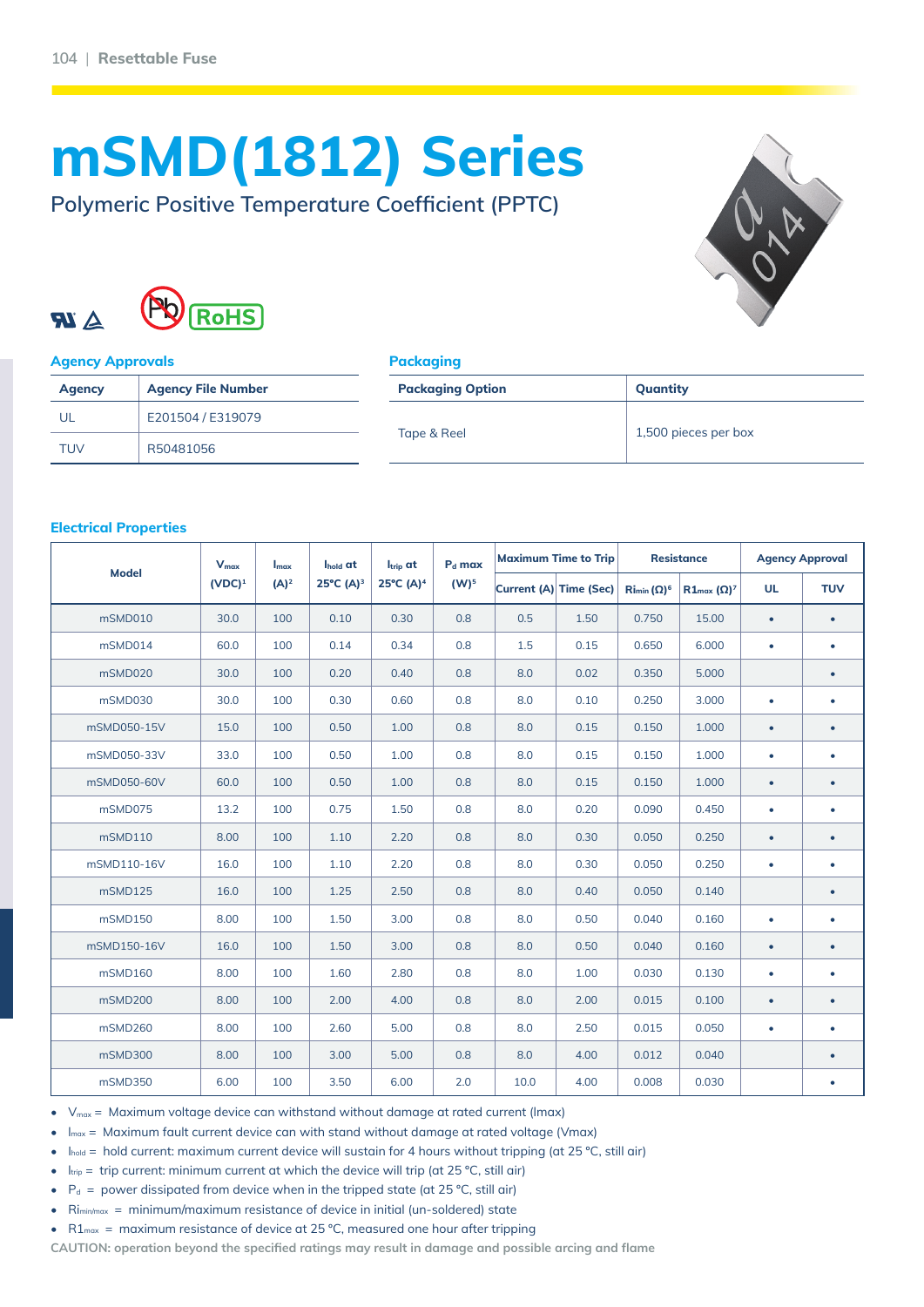# mSMD(1812) Series

Polymeric Positive Temperature Coefficient (PPTC)

### Agency Approvals

| Agency | Agency File Number |
|---|---|
| UL | E201504 / E319079 |
| TUV | R50481056 |

### Packaging

| Packaging Option | Quantity |
|---|---|
| Tape & Reel | 1,500 pieces per box |

### Electrical Properties

| Model | $V_{max}$ (VDC)[1] | $I_{max}$ (A)[2] | $I_{hold}$ at 25°C (A)[3] | $I_{trip}$ at 25°C (A)[4] | $P_d$ max (W)[5] | Maximum Time to Trip | | Resistance | | Agency Approval | |
|---|---|---|---|---|---|---|---|---|---|---|---|
| | | | | | | Current (A) | Time (Sec) | $Ri_{min}$ (Ω)[6] | $R1_{max}$ (Ω)[7] | UL | TUV |
| mSMD010 | 30.0 | 100 | 0.10 | 0.30 | 0.8 | 0.5 | 1.50 | 0.750 | 15.00 | • | • |
| mSMD014 | 60.0 | 100 | 0.14 | 0.34 | 0.8 | 1.5 | 0.15 | 0.650 | 6.000 | • | • |
| mSMD020 | 30.0 | 100 | 0.20 | 0.40 | 0.8 | 8.0 | 0.02 | 0.350 | 5.000 | | • |
| mSMD030 | 30.0 | 100 | 0.30 | 0.60 | 0.8 | 8.0 | 0.10 | 0.250 | 3.000 | • | • |
| mSMD050-15V | 15.0 | 100 | 0.50 | 1.00 | 0.8 | 8.0 | 0.15 | 0.150 | 1.000 | • | • |
| mSMD050-33V | 33.0 | 100 | 0.50 | 1.00 | 0.8 | 8.0 | 0.15 | 0.150 | 1.000 | • | • |
| mSMD050-60V | 60.0 | 100 | 0.50 | 1.00 | 0.8 | 8.0 | 0.15 | 0.150 | 1.000 | • | • |
| mSMD075 | 13.2 | 100 | 0.75 | 1.50 | 0.8 | 8.0 | 0.20 | 0.090 | 0.450 | • | • |
| mSMD110 | 8.00 | 100 | 1.10 | 2.20 | 0.8 | 8.0 | 0.30 | 0.050 | 0.250 | • | • |
| mSMD110-16V | 16.0 | 100 | 1.10 | 2.20 | 0.8 | 8.0 | 0.30 | 0.050 | 0.250 | • | • |
| mSMD125 | 16.0 | 100 | 1.25 | 2.50 | 0.8 | 8.0 | 0.40 | 0.050 | 0.140 | | • |
| mSMD150 | 8.00 | 100 | 1.50 | 3.00 | 0.8 | 8.0 | 0.50 | 0.040 | 0.160 | • | • |
| mSMD150-16V | 16.0 | 100 | 1.50 | 3.00 | 0.8 | 8.0 | 0.50 | 0.040 | 0.160 | • | • |
| mSMD160 | 8.00 | 100 | 1.60 | 2.80 | 0.8 | 8.0 | 1.00 | 0.030 | 0.130 | • | • |
| mSMD200 | 8.00 | 100 | 2.00 | 4.00 | 0.8 | 8.0 | 2.00 | 0.015 | 0.100 | • | • |
| mSMD260 | 8.00 | 100 | 2.60 | 5.00 | 0.8 | 8.0 | 2.50 | 0.015 | 0.050 | • | • |
| mSMD300 | 8.00 | 100 | 3.00 | 5.00 | 0.8 | 8.0 | 4.00 | 0.012 | 0.040 | | • |
| mSMD350 | 6.00 | 100 | 3.50 | 6.00 | 2.0 | 10.0 | 4.00 | 0.008 | 0.030 | | • |

- $V_{max}$ = Maximum voltage device can withstand without damage at rated current (Imax)
- $I_{max}$ = Maximum fault current device can with stand without damage at rated voltage (Vmax)
- $I_{hold}$ = hold current: maximum current device will sustain for 4 hours without tripping (at 25 °C, still air)
- $I_{trip}$ = trip current: minimum current at which the device will trip (at 25 °C, still air)
- $P_d$ = power dissipated from device when in the tripped state (at 25 °C, still air)
- $Ri_{min/max}$ = minimum/maximum resistance of device in initial (un-soldered) state
- $R1_{max}$ = maximum resistance of device at 25 °C, measured one hour after tripping

CAUTION: operation beyond the specified ratings may result in damage and possible arcing and flame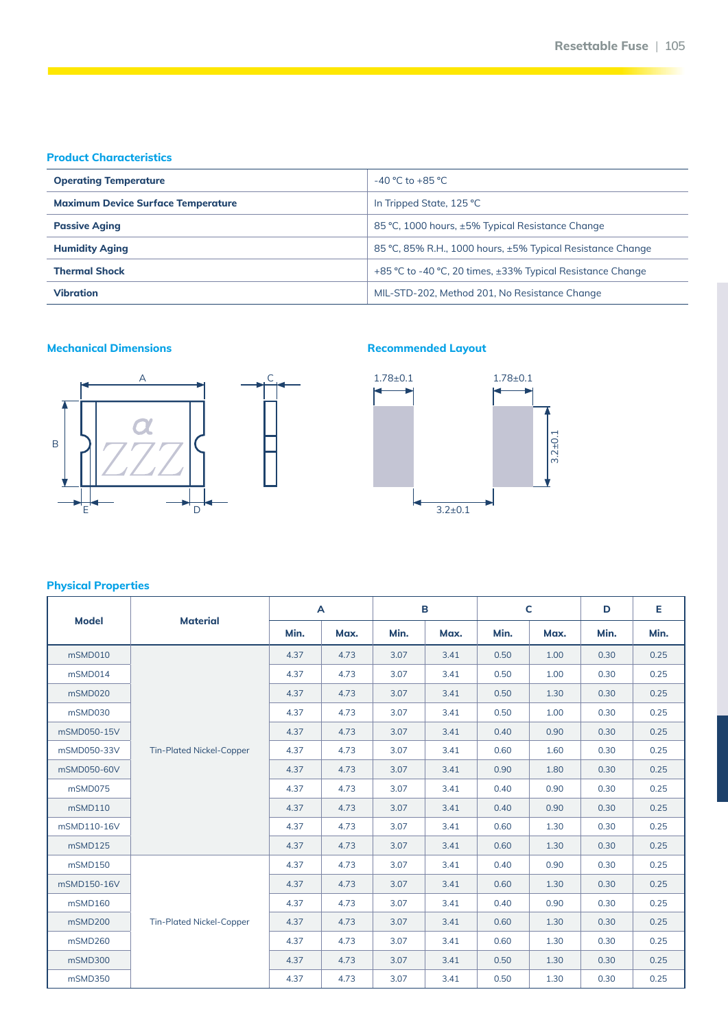## Product Characteristics

| | |
|---|---|
| **Operating Temperature** | -40 °C to +85 °C |
| **Maximum Device Surface Temperature** | In Tripped State, 125 °C |
| **Passive Aging** | 85 °C, 1000 hours, ±5% Typical Resistance Change |
| **Humidity Aging** | 85 °C, 85% R.H., 1000 hours, ±5% Typical Resistance Change |
| **Thermal Shock** | +85 °C to -40 °C, 20 times, ±33% Typical Resistance Change |
| **Vibration** | MIL-STD-202, Method 201, No Resistance Change |

## Mechanical Dimensions

A

B

C

E

D

ZZZ

## Recommended Layout

1.78±0.1

1.78±0.1

3.2±0.1

3.2±0.1

## Physical Properties

| Model | Material | A | | B | | C | | D | E |
|---|---|---|---|---|---|---|---|---|---|
| | | Min. | Max. | Min. | Max. | Min. | Max. | Min. | Min. |
| mSMD010 | Tin-Plated Nickel-Copper | 4.37 | 4.73 | 3.07 | 3.41 | 0.50 | 1.00 | 0.30 | 0.25 |
| mSMD014 | Tin-Plated Nickel-Copper | 4.37 | 4.73 | 3.07 | 3.41 | 0.50 | 1.00 | 0.30 | 0.25 |
| mSMD020 | Tin-Plated Nickel-Copper | 4.37 | 4.73 | 3.07 | 3.41 | 0.50 | 1.30 | 0.30 | 0.25 |
| mSMD030 | Tin-Plated Nickel-Copper | 4.37 | 4.73 | 3.07 | 3.41 | 0.50 | 1.00 | 0.30 | 0.25 |
| mSMD050-15V | Tin-Plated Nickel-Copper | 4.37 | 4.73 | 3.07 | 3.41 | 0.40 | 0.90 | 0.30 | 0.25 |
| mSMD050-33V | Tin-Plated Nickel-Copper | 4.37 | 4.73 | 3.07 | 3.41 | 0.60 | 1.60 | 0.30 | 0.25 |
| mSMD050-60V | Tin-Plated Nickel-Copper | 4.37 | 4.73 | 3.07 | 3.41 | 0.90 | 1.80 | 0.30 | 0.25 |
| mSMD075 | Tin-Plated Nickel-Copper | 4.37 | 4.73 | 3.07 | 3.41 | 0.40 | 0.90 | 0.30 | 0.25 |
| mSMD110 | Tin-Plated Nickel-Copper | 4.37 | 4.73 | 3.07 | 3.41 | 0.40 | 0.90 | 0.30 | 0.25 |
| mSMD110-16V | Tin-Plated Nickel-Copper | 4.37 | 4.73 | 3.07 | 3.41 | 0.60 | 1.30 | 0.30 | 0.25 |
| mSMD125 | Tin-Plated Nickel-Copper | 4.37 | 4.73 | 3.07 | 3.41 | 0.60 | 1.30 | 0.30 | 0.25 |
| mSMD150 | Tin-Plated Nickel-Copper | 4.37 | 4.73 | 3.07 | 3.41 | 0.40 | 0.90 | 0.30 | 0.25 |
| mSMD150-16V | Tin-Plated Nickel-Copper | 4.37 | 4.73 | 3.07 | 3.41 | 0.60 | 1.30 | 0.30 | 0.25 |
| mSMD160 | Tin-Plated Nickel-Copper | 4.37 | 4.73 | 3.07 | 3.41 | 0.40 | 0.90 | 0.30 | 0.25 |
| mSMD200 | Tin-Plated Nickel-Copper | 4.37 | 4.73 | 3.07 | 3.41 | 0.60 | 1.30 | 0.30 | 0.25 |
| mSMD260 | Tin-Plated Nickel-Copper | 4.37 | 4.73 | 3.07 | 3.41 | 0.60 | 1.30 | 0.30 | 0.25 |
| mSMD300 | Tin-Plated Nickel-Copper | 4.37 | 4.73 | 3.07 | 3.41 | 0.50 | 1.30 | 0.30 | 0.25 |
| mSMD350 | Tin-Plated Nickel-Copper | 4.37 | 4.73 | 3.07 | 3.41 | 0.50 | 1.30 | 0.30 | 0.25 |